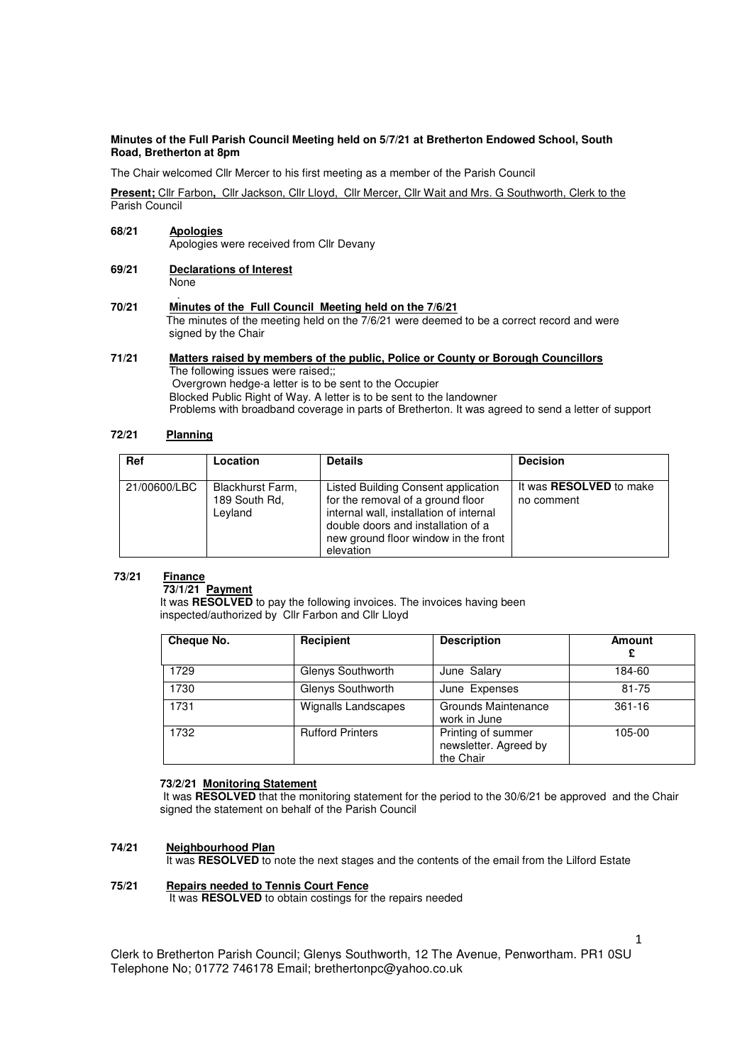**Minutes of the Full Parish Council Meeting held on 5/7/21 at Bretherton Endowed School, South Road, Bretherton at 8pm**

The Chair welcomed Cllr Mercer to his first meeting as a member of the Parish Council

**Present;** Cllr Farbon, Cllr Jackson, Cllr Lloyd, Cllr Mercer, Cllr Wait and Mrs. G Southworth, Clerk to the Parish Council

**68/21 Apologies**

Apologies were received from Cllr Devany

**69/21 Declarations of Interest**

None

**70/21 Minutes of the Full Council Meeting held on the 7/6/21**

The minutes of the meeting held on the 7/6/21 were deemed to be a correct record and were signed by the Chair

**71/21 Matters raised by members of the public, Police or County or Borough Councillors**

The following issues were raised;;

Overgrown hedge-a letter is to be sent to the Occupier

Blocked Public Right of Way. A letter is to be sent to the landowner

Problems with broadband coverage in parts of Bretherton. It was agreed to send a letter of support

**72/21 Planning**

| Ref | Location | Details | Decision |
|---|---|---|---|
| 21/00600/LBC | Blackhurst Farm, 189 South Rd, Leyland | Listed Building Consent application for the removal of a ground floor internal wall, installation of internal double doors and installation of a new ground floor window in the front elevation | It was **RESOLVED** to make no comment |

**73/21 Finance**

**73/1/21 Payment**

It was **RESOLVED** to pay the following invoices. The invoices having been inspected/authorized by Cllr Farbon and Cllr Lloyd

| Cheque No. | Recipient | Description | Amount £ |
|---|---|---|---|
| 1729 | Glenys Southworth | June Salary | 184-60 |
| 1730 | Glenys Southworth | June Expenses | 81-75 |
| 1731 | Wignalls Landscapes | Grounds Maintenance work in June | 361-16 |
| 1732 | Rufford Printers | Printing of summer newsletter. Agreed by the Chair | 105-00 |

**73/2/21 Monitoring Statement**

It was **RESOLVED** that the monitoring statement for the period to the 30/6/21 be approved and the Chair signed the statement on behalf of the Parish Council

**74/21 Neighbourhood Plan**

It was **RESOLVED** to note the next stages and the contents of the email from the Lilford Estate

**75/21 Repairs needed to Tennis Court Fence**

It was **RESOLVED** to obtain costings for the repairs needed

Clerk to Bretherton Parish Council; Glenys Southworth, 12 The Avenue, Penwortham. PR1 0SU
Telephone No; 01772 746178 Email; brethertonpc@yahoo.co.uk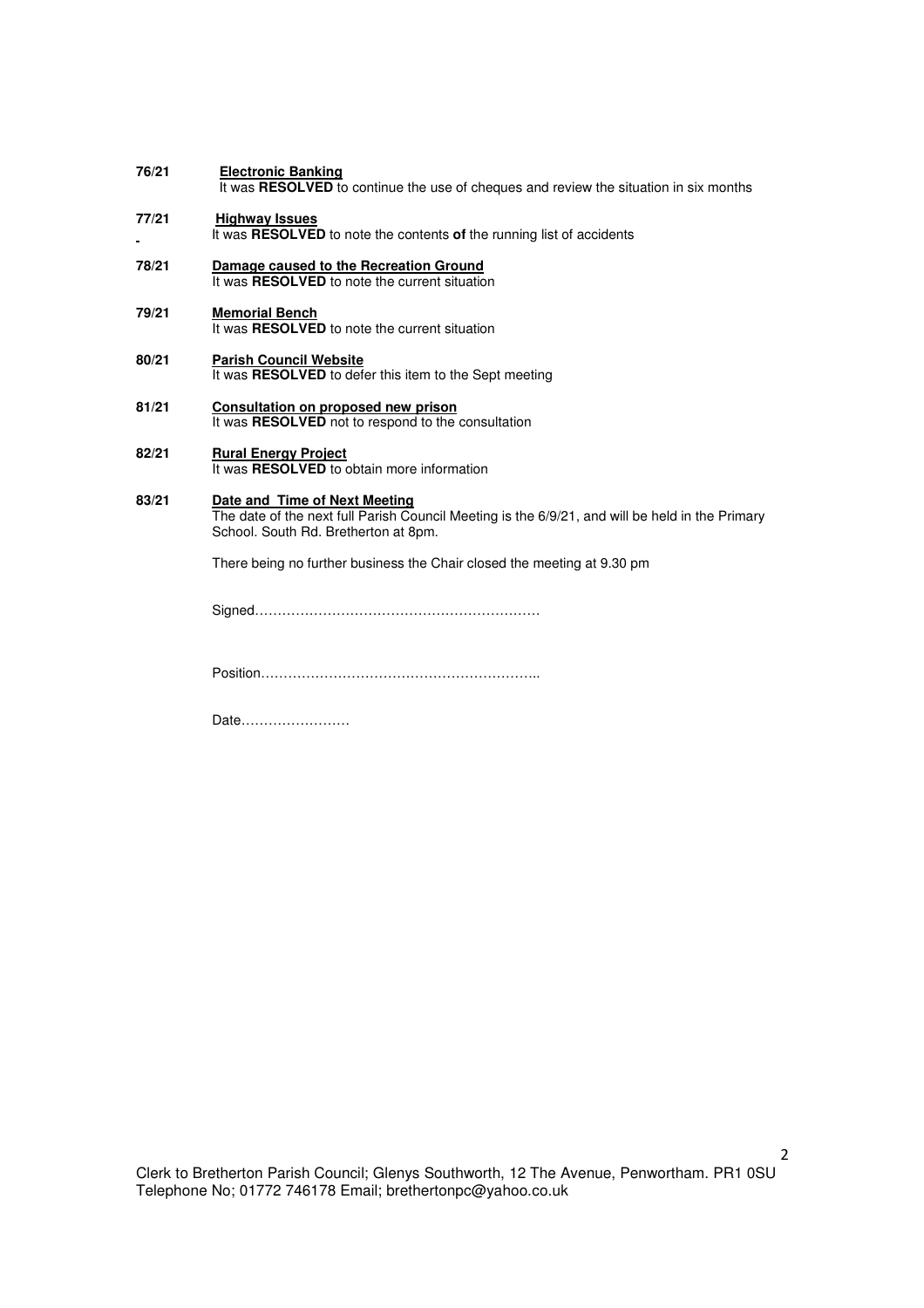**76/21** **Electronic Banking**
It was **RESOLVED** to continue the use of cheques and review the situation in six months

**77/21** **Highway Issues**
It was **RESOLVED** to note the contents **of** the running list of accidents

**78/21** **Damage caused to the Recreation Ground**
It was **RESOLVED** to note the current situation

**79/21** **Memorial Bench**
It was **RESOLVED** to note the current situation

**80/21** **Parish Council Website**
It was **RESOLVED** to defer this item to the Sept meeting

**81/21** **Consultation on proposed new prison**
It was **RESOLVED** not to respond to the consultation

**82/21** **Rural Energy Project**
It was **RESOLVED** to obtain more information

**83/21** **Date and Time of Next Meeting**
The date of the next full Parish Council Meeting is the 6/9/21, and will be held in the Primary School. South Rd. Bretherton at 8pm.

There being no further business the Chair closed the meeting at 9.30 pm

Signed………………………………………………………

Position……………………………………………………..

Date……………………

Clerk to Bretherton Parish Council; Glenys Southworth, 12 The Avenue, Penwortham. PR1 0SU
Telephone No; 01772 746178 Email; brethertonpc@yahoo.co.uk